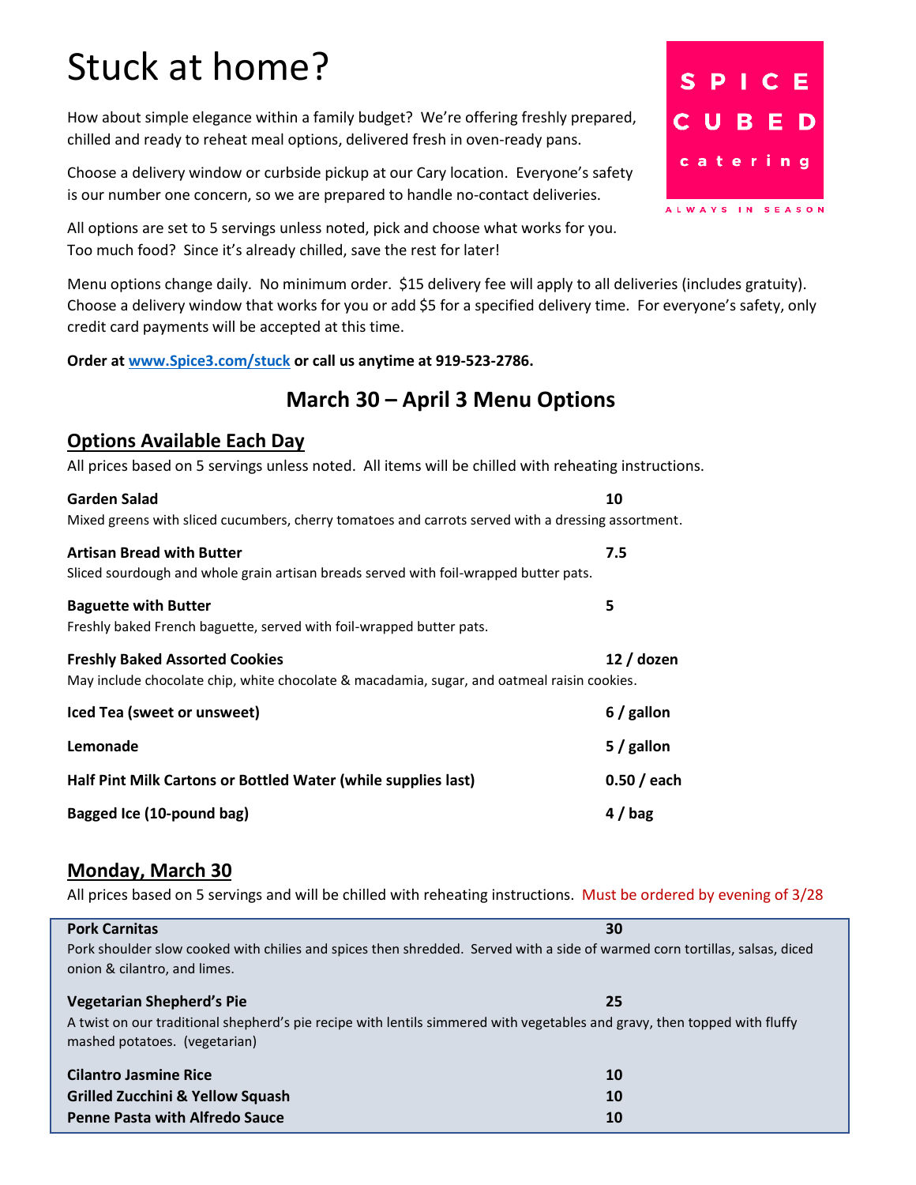# Stuck at home?

SPICE CUBED catering

ALWAYS IN SEASON

How about simple elegance within a family budget? We're offering freshly prepared, chilled and ready to reheat meal options, delivered fresh in oven-ready pans.

Choose a delivery window or curbside pickup at our Cary location. Everyone's safety is our number one concern, so we are prepared to handle no-contact deliveries.

All options are set to 5 servings unless noted, pick and choose what works for you. Too much food? Since it's already chilled, save the rest for later!

Menu options change daily. No minimum order. $15 delivery fee will apply to all deliveries (includes gratuity). Choose a delivery window that works for you or add $5 for a specified delivery time. For everyone's safety, only credit card payments will be accepted at this time.

**Order at [www.Spice3.com/stuck](www.Spice3.com/stuck) or call us anytime at 919-523-2786.**

## March 30 – April 3 Menu Options

### Options Available Each Day

All prices based on 5 servings unless noted. All items will be chilled with reheating instructions.

**Garden Salad** — **10**
Mixed greens with sliced cucumbers, cherry tomatoes and carrots served with a dressing assortment.

**Artisan Bread with Butter** — **7.5**
Sliced sourdough and whole grain artisan breads served with foil-wrapped butter pats.

**Baguette with Butter** — **5**
Freshly baked French baguette, served with foil-wrapped butter pats.

**Freshly Baked Assorted Cookies** — **12 / dozen**
May include chocolate chip, white chocolate & macadamia, sugar, and oatmeal raisin cookies.

**Iced Tea (sweet or unsweet)** — **6 / gallon**

**Lemonade** — **5 / gallon**

**Half Pint Milk Cartons or Bottled Water (while supplies last)** — **0.50 / each**

**Bagged Ice (10-pound bag)** — **4 / bag**

### Monday, March 30

All prices based on 5 servings and will be chilled with reheating instructions. Must be ordered by evening of 3/28

**Pork Carnitas** — **30**
Pork shoulder slow cooked with chilies and spices then shredded. Served with a side of warmed corn tortillas, salsas, diced onion & cilantro, and limes.

**Vegetarian Shepherd's Pie** — **25**
A twist on our traditional shepherd's pie recipe with lentils simmered with vegetables and gravy, then topped with fluffy mashed potatoes. (vegetarian)

**Cilantro Jasmine Rice** — **10**
**Grilled Zucchini & Yellow Squash** — **10**
**Penne Pasta with Alfredo Sauce** — **10**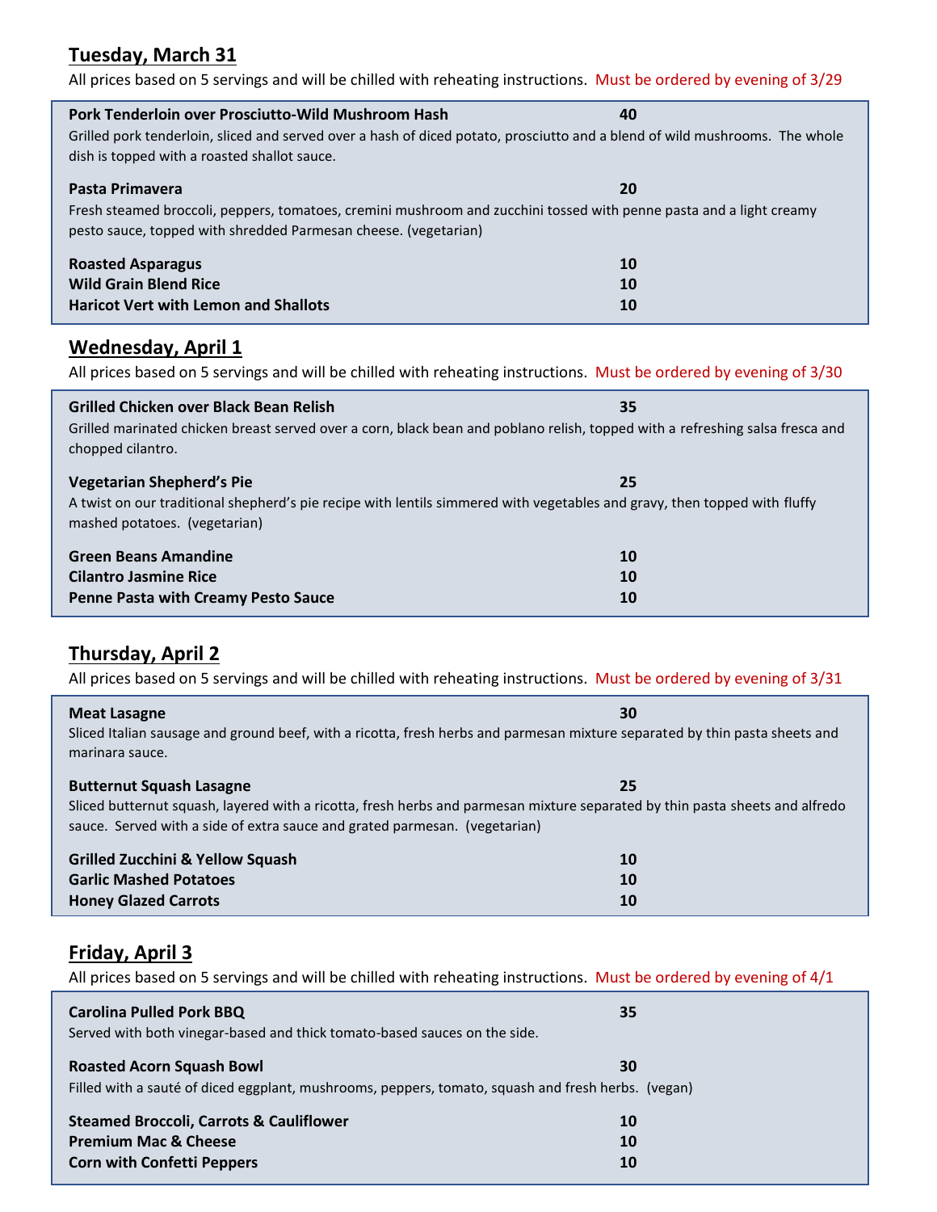## Tuesday, March 31

All prices based on 5 servings and will be chilled with reheating instructions. Must be ordered by evening of 3/29

**Pork Tenderloin over Prosciutto-Wild Mushroom Hash** **40**

Grilled pork tenderloin, sliced and served over a hash of diced potato, prosciutto and a blend of wild mushrooms. The whole dish is topped with a roasted shallot sauce.

**Pasta Primavera** **20**

Fresh steamed broccoli, peppers, tomatoes, cremini mushroom and zucchini tossed with penne pasta and a light creamy pesto sauce, topped with shredded Parmesan cheese. (vegetarian)

**Roasted Asparagus** **10**
**Wild Grain Blend Rice** **10**
**Haricot Vert with Lemon and Shallots** **10**

## Wednesday, April 1

All prices based on 5 servings and will be chilled with reheating instructions. Must be ordered by evening of 3/30

**Grilled Chicken over Black Bean Relish** **35**

Grilled marinated chicken breast served over a corn, black bean and poblano relish, topped with a refreshing salsa fresca and chopped cilantro.

**Vegetarian Shepherd's Pie** **25**

A twist on our traditional shepherd's pie recipe with lentils simmered with vegetables and gravy, then topped with fluffy mashed potatoes. (vegetarian)

**Green Beans Amandine** **10**
**Cilantro Jasmine Rice** **10**
**Penne Pasta with Creamy Pesto Sauce** **10**

## Thursday, April 2

All prices based on 5 servings and will be chilled with reheating instructions. Must be ordered by evening of 3/31

**Meat Lasagne** **30**

Sliced Italian sausage and ground beef, with a ricotta, fresh herbs and parmesan mixture separated by thin pasta sheets and marinara sauce.

**Butternut Squash Lasagne** **25**

Sliced butternut squash, layered with a ricotta, fresh herbs and parmesan mixture separated by thin pasta sheets and alfredo sauce. Served with a side of extra sauce and grated parmesan. (vegetarian)

**Grilled Zucchini & Yellow Squash** **10**
**Garlic Mashed Potatoes** **10**
**Honey Glazed Carrots** **10**

## Friday, April 3

All prices based on 5 servings and will be chilled with reheating instructions. Must be ordered by evening of 4/1

**Carolina Pulled Pork BBQ** **35**

Served with both vinegar-based and thick tomato-based sauces on the side.

**Roasted Acorn Squash Bowl** **30**

Filled with a sauté of diced eggplant, mushrooms, peppers, tomato, squash and fresh herbs. (vegan)

**Steamed Broccoli, Carrots & Cauliflower** **10**
**Premium Mac & Cheese** **10**
**Corn with Confetti Peppers** **10**